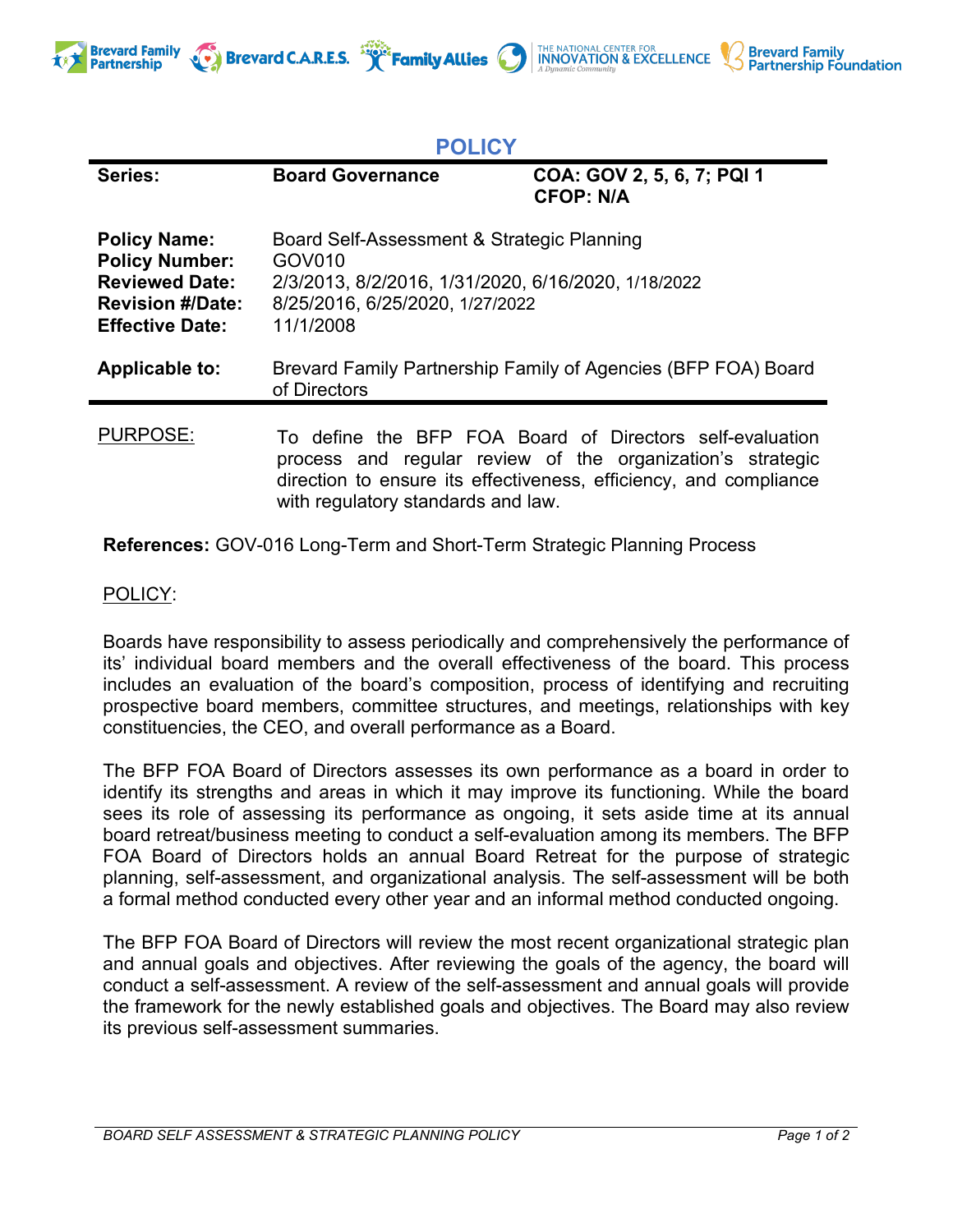# POLICY

| | | |
|---|---|---|
| **Series:** | **Board Governance** | **COA: GOV 2, 5, 6, 7; PQI 1**<br>**CFOP: N/A** |

**Policy Name:** Board Self-Assessment & Strategic Planning
**Policy Number:** GOV010
**Reviewed Date:** 2/3/2013, 8/2/2016, 1/31/2020, 6/16/2020, 1/18/2022
**Revision #/Date:** 8/25/2016, 6/25/2020, 1/27/2022
**Effective Date:** 11/1/2008

**Applicable to:** Brevard Family Partnership Family of Agencies (BFP FOA) Board of Directors

PURPOSE: To define the BFP FOA Board of Directors self-evaluation process and regular review of the organization's strategic direction to ensure its effectiveness, efficiency, and compliance with regulatory standards and law.

**References:** GOV-016 Long-Term and Short-Term Strategic Planning Process

## POLICY:

Boards have responsibility to assess periodically and comprehensively the performance of its' individual board members and the overall effectiveness of the board. This process includes an evaluation of the board's composition, process of identifying and recruiting prospective board members, committee structures, and meetings, relationships with key constituencies, the CEO, and overall performance as a Board.

The BFP FOA Board of Directors assesses its own performance as a board in order to identify its strengths and areas in which it may improve its functioning. While the board sees its role of assessing its performance as ongoing, it sets aside time at its annual board retreat/business meeting to conduct a self-evaluation among its members. The BFP FOA Board of Directors holds an annual Board Retreat for the purpose of strategic planning, self-assessment, and organizational analysis. The self-assessment will be both a formal method conducted every other year and an informal method conducted ongoing.

The BFP FOA Board of Directors will review the most recent organizational strategic plan and annual goals and objectives. After reviewing the goals of the agency, the board will conduct a self-assessment. A review of the self-assessment and annual goals will provide the framework for the newly established goals and objectives. The Board may also review its previous self-assessment summaries.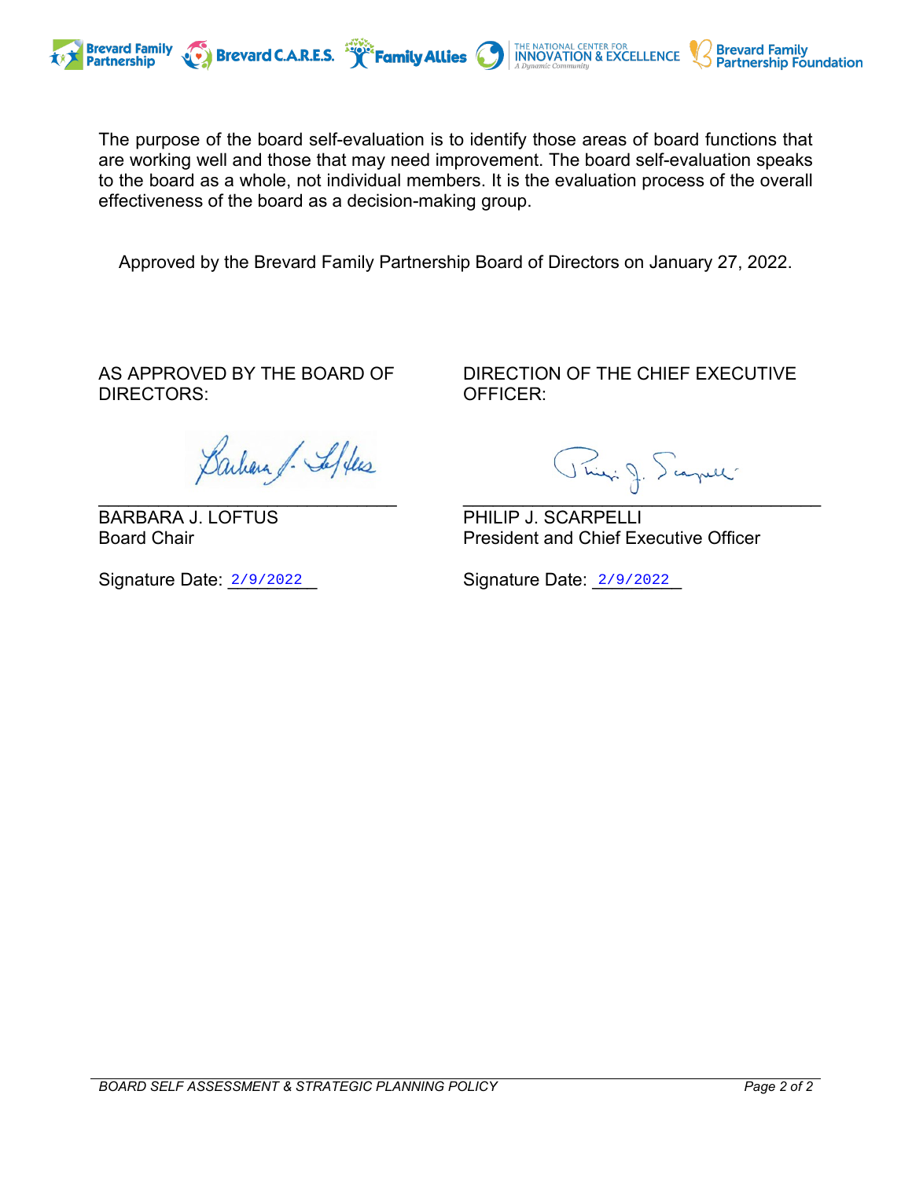The purpose of the board self-evaluation is to identify those areas of board functions that are working well and those that may need improvement. The board self-evaluation speaks to the board as a whole, not individual members. It is the evaluation process of the overall effectiveness of the board as a decision-making group.

Approved by the Brevard Family Partnership Board of Directors on January 27, 2022.

AS APPROVED BY THE BOARD OF DIRECTORS:

\_\_\_\_\_\_\_\_\_\_\_\_\_\_\_\_\_\_\_\_\_\_\_\_\_\_\_\_\_\_

BARBARA J. LOFTUS
Board Chair

Signature Date: 2/9/2022

DIRECTION OF THE CHIEF EXECUTIVE OFFICER:

\_\_\_\_\_\_\_\_\_\_\_\_\_\_\_\_\_\_\_\_\_\_\_\_\_\_\_\_\_\_

PHILIP J. SCARPELLI
President and Chief Executive Officer

Signature Date: 2/9/2022